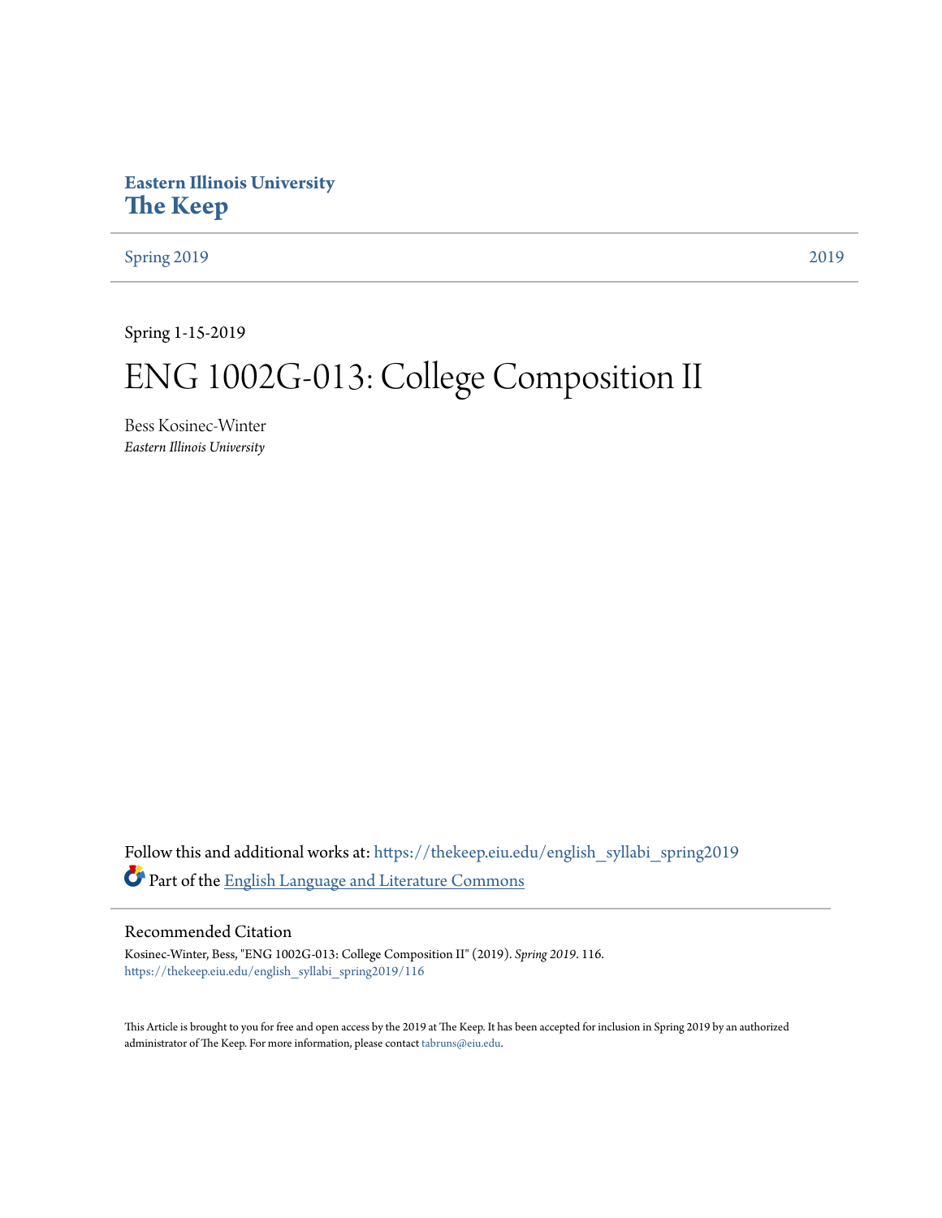Eastern Illinois University

**The Keep**

Spring 2019 | 2019

Spring 1-15-2019

# ENG 1002G-013: College Composition II

Bess Kosinec-Winter
*Eastern Illinois University*

Follow this and additional works at: https://thekeep.eiu.edu/english_syllabi_spring2019

Part of the English Language and Literature Commons

## Recommended Citation

Kosinec-Winter, Bess, "ENG 1002G-013: College Composition II" (2019). *Spring 2019*. 116.
https://thekeep.eiu.edu/english_syllabi_spring2019/116

This Article is brought to you for free and open access by the 2019 at The Keep. It has been accepted for inclusion in Spring 2019 by an authorized administrator of The Keep. For more information, please contact tabruns@eiu.edu.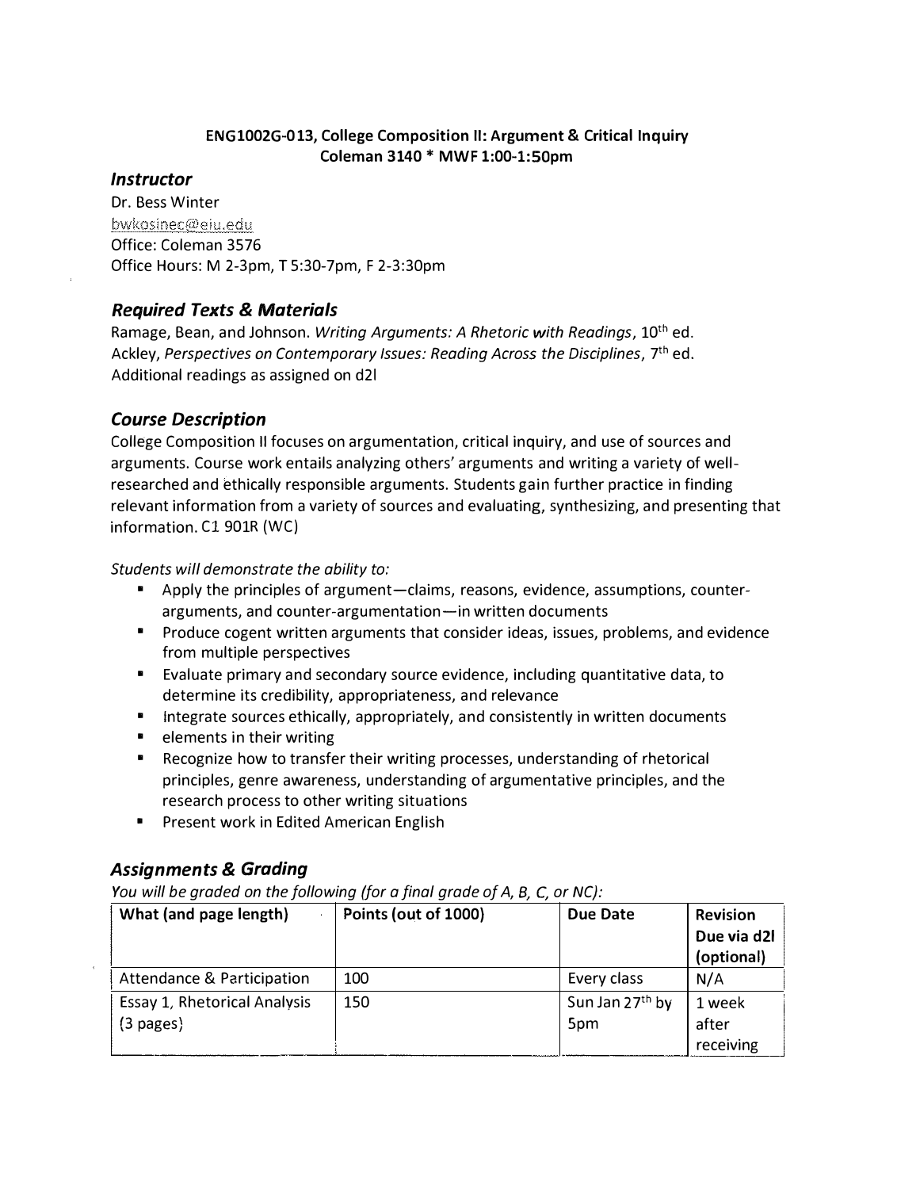**ENG1002G-013, College Composition II: Argument & Critical Inquiry**
**Coleman 3140 * MWF 1:00-1:50pm**

## *Instructor*

Dr. Bess Winter
bwkosinec@eiu.edu
Office: Coleman 3576
Office Hours: M 2-3pm, T 5:30-7pm, F 2-3:30pm

## *Required Texts & Materials*

Ramage, Bean, and Johnson. *Writing Arguments: A Rhetoric with Readings*, 10th ed.
Ackley, *Perspectives on Contemporary Issues: Reading Across the Disciplines*, 7th ed.
Additional readings as assigned on d2l

## *Course Description*

College Composition II focuses on argumentation, critical inquiry, and use of sources and arguments. Course work entails analyzing others' arguments and writing a variety of well-researched and ethically responsible arguments. Students gain further practice in finding relevant information from a variety of sources and evaluating, synthesizing, and presenting that information. C1 901R (WC)

*Students will demonstrate the ability to:*

- Apply the principles of argument—claims, reasons, evidence, assumptions, counter-arguments, and counter-argumentation—in written documents
- Produce cogent written arguments that consider ideas, issues, problems, and evidence from multiple perspectives
- Evaluate primary and secondary source evidence, including quantitative data, to determine its credibility, appropriateness, and relevance
- Integrate sources ethically, appropriately, and consistently in written documents
- elements in their writing
- Recognize how to transfer their writing processes, understanding of rhetorical principles, genre awareness, understanding of argumentative principles, and the research process to other writing situations
- Present work in Edited American English

## *Assignments & Grading*

*You will be graded on the following (for a final grade of A, B, C, or NC):*

| What (and page length) | Points (out of 1000) | Due Date | Revision Due via d2l (optional) |
|---|---|---|---|
| Attendance & Participation | 100 | Every class | N/A |
| Essay 1, Rhetorical Analysis (3 pages) | 150 | Sun Jan 27th by 5pm | 1 week after receiving |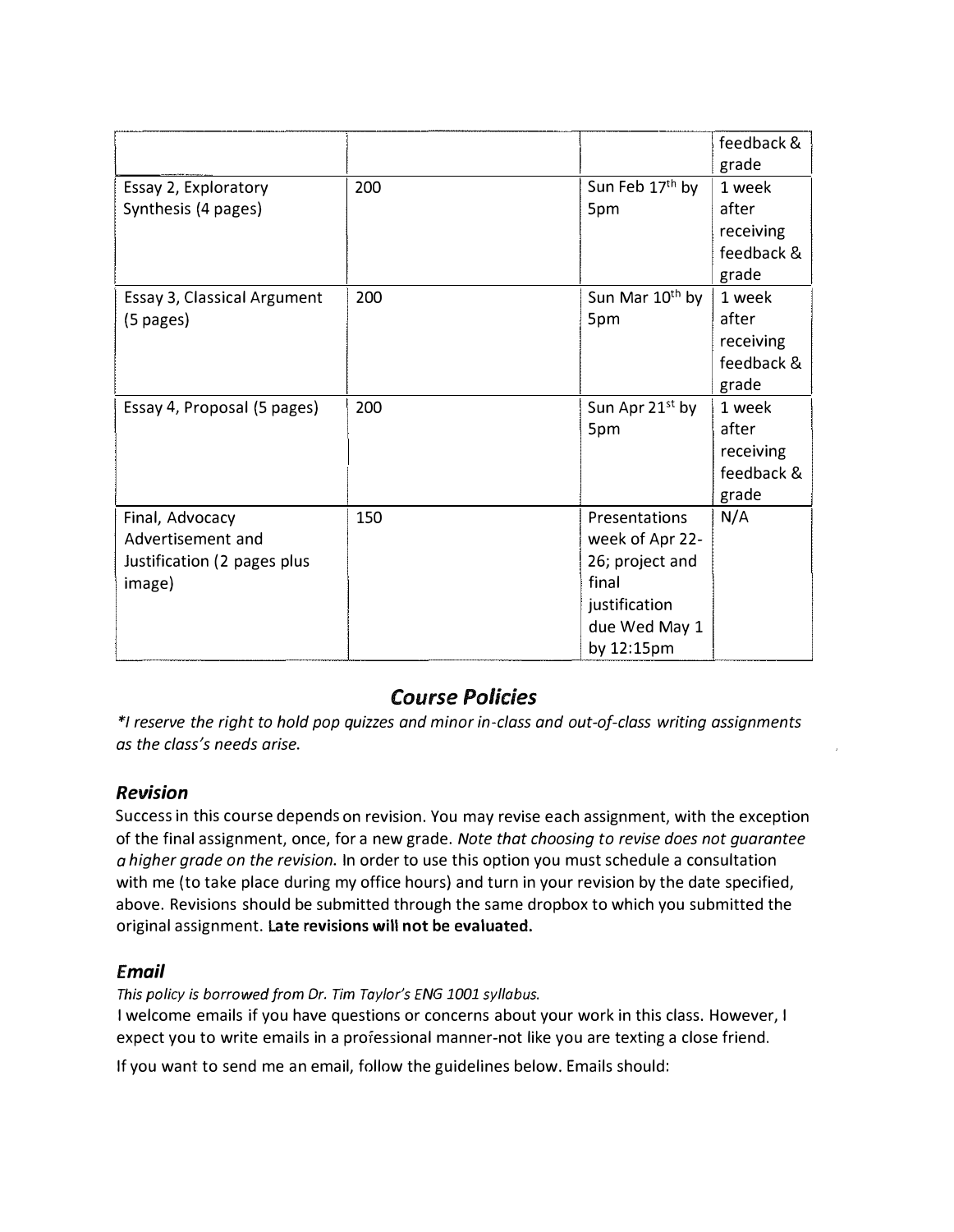| | | | feedback & grade |
|---|---|---|---|
| Essay 2, Exploratory Synthesis (4 pages) | 200 | Sun Feb 17th by 5pm | 1 week after receiving feedback & grade |
| Essay 3, Classical Argument (5 pages) | 200 | Sun Mar 10th by 5pm | 1 week after receiving feedback & grade |
| Essay 4, Proposal (5 pages) | 200 | Sun Apr 21st by 5pm | 1 week after receiving feedback & grade |
| Final, Advocacy Advertisement and Justification (2 pages plus image) | 150 | Presentations week of Apr 22-26; project and final justification due Wed May 1 by 12:15pm | N/A |

## *Course Policies*

*\*I reserve the right to hold pop quizzes and minor in-class and out-of-class writing assignments as the class's needs arise.*

### *Revision*

Success in this course depends on revision. You may revise each assignment, with the exception of the final assignment, once, for a new grade. *Note that choosing to revise does not guarantee a higher grade on the revision.* In order to use this option you must schedule a consultation with me (to take place during my office hours) and turn in your revision by the date specified, above. Revisions should be submitted through the same dropbox to which you submitted the original assignment. **Late revisions will not be evaluated.**

### *Email*

*This policy is borrowed from Dr. Tim Taylor's ENG 1001 syllabus.*

I welcome emails if you have questions or concerns about your work in this class. However, I expect you to write emails in a professional manner-not like you are texting a close friend.

If you want to send me an email, follow the guidelines below. Emails should: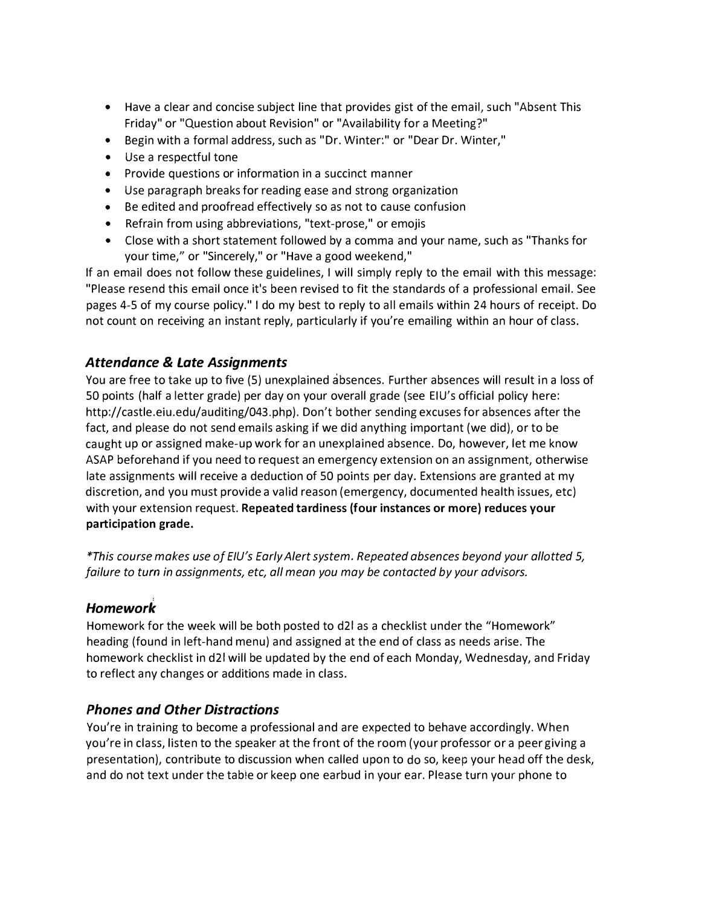- Have a clear and concise subject line that provides gist of the email, such "Absent This Friday" or "Question about Revision" or "Availability for a Meeting?"
- Begin with a formal address, such as "Dr. Winter:" or "Dear Dr. Winter,"
- Use a respectful tone
- Provide questions or information in a succinct manner
- Use paragraph breaks for reading ease and strong organization
- Be edited and proofread effectively so as not to cause confusion
- Refrain from using abbreviations, "text-prose," or emojis
- Close with a short statement followed by a comma and your name, such as "Thanks for your time," or "Sincerely," or "Have a good weekend,"

If an email does not follow these guidelines, I will simply reply to the email with this message: "Please resend this email once it's been revised to fit the standards of a professional email. See pages 4-5 of my course policy." I do my best to reply to all emails within 24 hours of receipt. Do not count on receiving an instant reply, particularly if you're emailing within an hour of class.

### *Attendance & Late Assignments*

You are free to take up to five (5) unexplained absences. Further absences will result in a loss of 50 points (half a letter grade) per day on your overall grade (see EIU's official policy here: http://castle.eiu.edu/auditing/043.php). Don't bother sending excuses for absences after the fact, and please do not send emails asking if we did anything important (we did), or to be caught up or assigned make-up work for an unexplained absence. Do, however, let me know ASAP beforehand if you need to request an emergency extension on an assignment, otherwise late assignments will receive a deduction of 50 points per day. Extensions are granted at my discretion, and you must provide a valid reason (emergency, documented health issues, etc) with your extension request. **Repeated tardiness (four instances or more) reduces your participation grade.**

*\*This course makes use of EIU's Early Alert system. Repeated absences beyond your allotted 5, failure to turn in assignments, etc, all mean you may be contacted by your advisors.*

### *Homework*

Homework for the week will be both posted to d2l as a checklist under the "Homework" heading (found in left-hand menu) and assigned at the end of class as needs arise. The homework checklist in d2l will be updated by the end of each Monday, Wednesday, and Friday to reflect any changes or additions made in class.

### *Phones and Other Distractions*

You're in training to become a professional and are expected to behave accordingly. When you're in class, listen to the speaker at the front of the room (your professor or a peer giving a presentation), contribute to discussion when called upon to do so, keep your head off the desk, and do not text under the table or keep one earbud in your ear. Please turn your phone to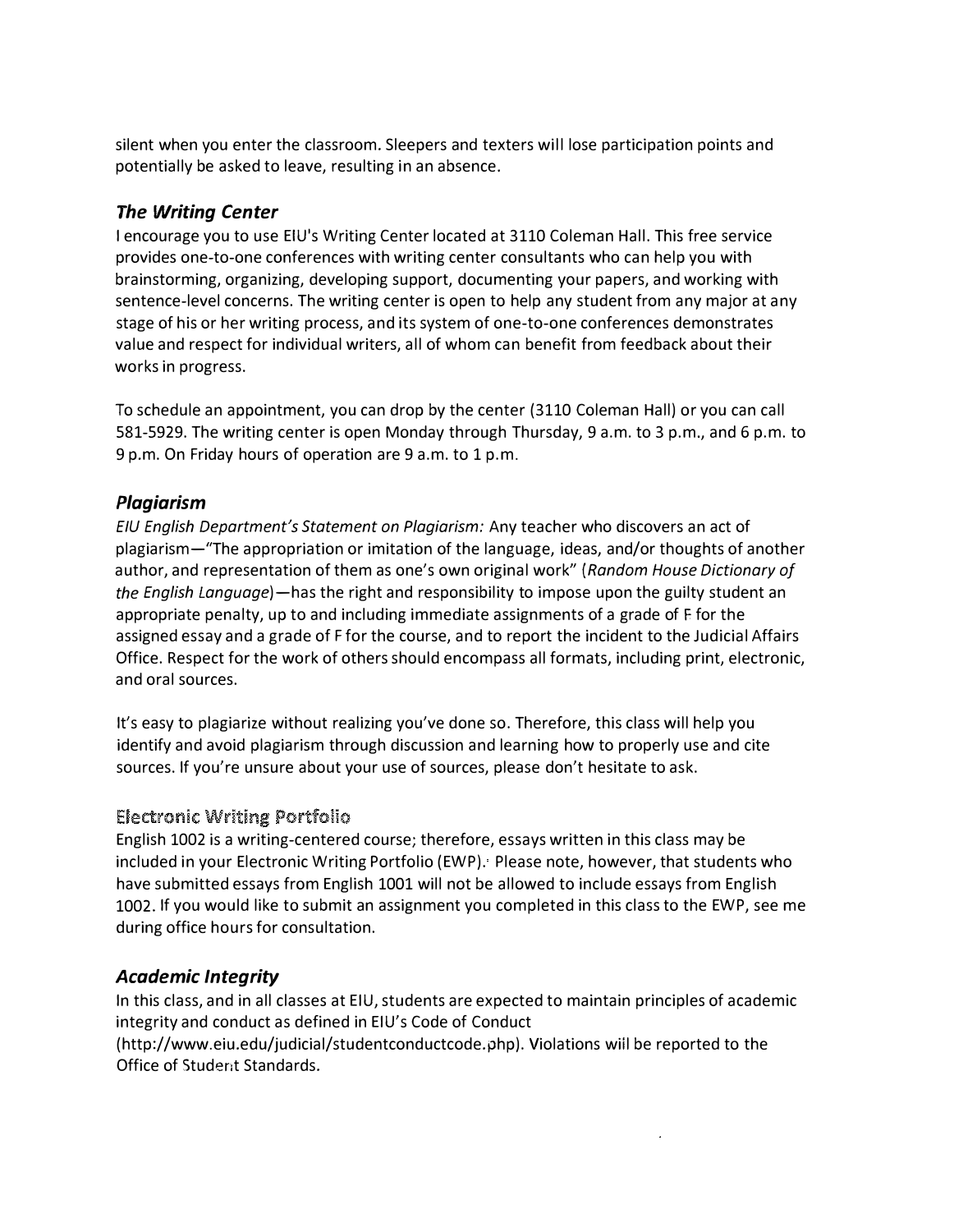silent when you enter the classroom. Sleepers and texters will lose participation points and potentially be asked to leave, resulting in an absence.

### *The Writing Center*

I encourage you to use EIU's Writing Center located at 3110 Coleman Hall. This free service provides one-to-one conferences with writing center consultants who can help you with brainstorming, organizing, developing support, documenting your papers, and working with sentence-level concerns. The writing center is open to help any student from any major at any stage of his or her writing process, and its system of one-to-one conferences demonstrates value and respect for individual writers, all of whom can benefit from feedback about their works in progress.

To schedule an appointment, you can drop by the center (3110 Coleman Hall) or you can call 581-5929. The writing center is open Monday through Thursday, 9 a.m. to 3 p.m., and 6 p.m. to 9 p.m. On Friday hours of operation are 9 a.m. to 1 p.m.

### *Plagiarism*

*EIU English Department's Statement on Plagiarism:* Any teacher who discovers an act of plagiarism—"The appropriation or imitation of the language, ideas, and/or thoughts of another author, and representation of them as one's own original work" (*Random House Dictionary of the English Language*)—has the right and responsibility to impose upon the guilty student an appropriate penalty, up to and including immediate assignments of a grade of F for the assigned essay and a grade of F for the course, and to report the incident to the Judicial Affairs Office. Respect for the work of others should encompass all formats, including print, electronic, and oral sources.

It's easy to plagiarize without realizing you've done so. Therefore, this class will help you identify and avoid plagiarism through discussion and learning how to properly use and cite sources. If you're unsure about your use of sources, please don't hesitate to ask.

### Electronic Writing Portfolio

English 1002 is a writing-centered course; therefore, essays written in this class may be included in your Electronic Writing Portfolio (EWP). Please note, however, that students who have submitted essays from English 1001 will not be allowed to include essays from English 1002. If you would like to submit an assignment you completed in this class to the EWP, see me during office hours for consultation.

### *Academic Integrity*

In this class, and in all classes at EIU, students are expected to maintain principles of academic integrity and conduct as defined in EIU's Code of Conduct (http://www.eiu.edu/judicial/studentconductcode.php). Violations will be reported to the Office of Student Standards.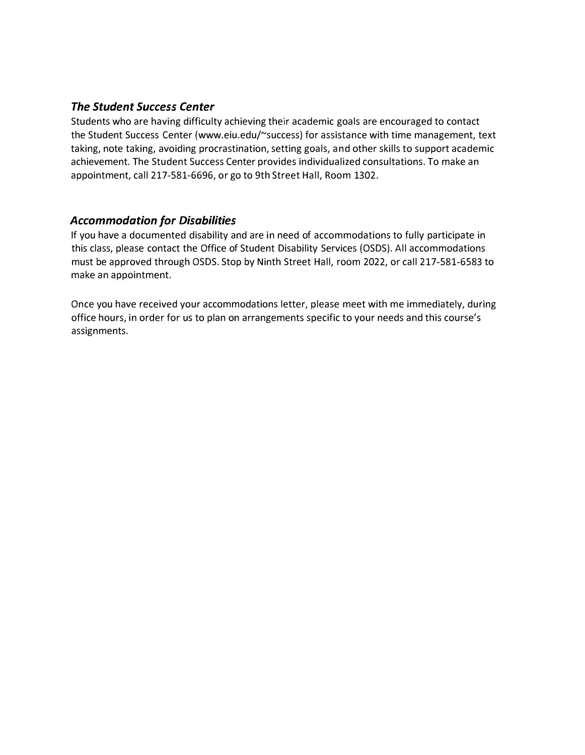### *The Student Success Center*

Students who are having difficulty achieving their academic goals are encouraged to contact the Student Success Center (www.eiu.edu/~success) for assistance with time management, text taking, note taking, avoiding procrastination, setting goals, and other skills to support academic achievement. The Student Success Center provides individualized consultations. To make an appointment, call 217-581-6696, or go to 9th Street Hall, Room 1302.

### *Accommodation for Disabilities*

If you have a documented disability and are in need of accommodations to fully participate in this class, please contact the Office of Student Disability Services (OSDS). All accommodations must be approved through OSDS. Stop by Ninth Street Hall, room 2022, or call 217-581-6583 to make an appointment.

Once you have received your accommodations letter, please meet with me immediately, during office hours, in order for us to plan on arrangements specific to your needs and this course's assignments.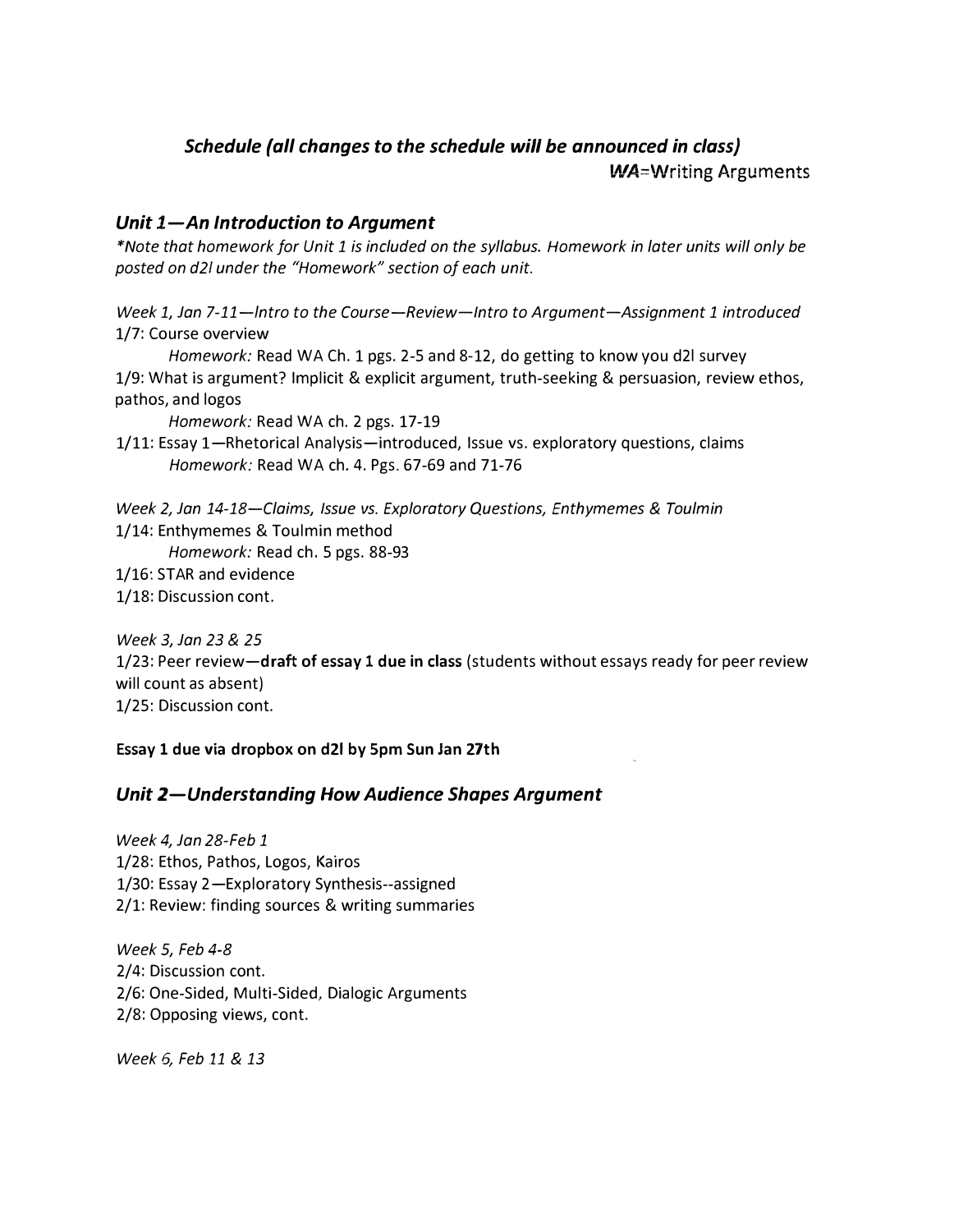### *Schedule (all changes to the schedule will be announced in class)*

***WA***=Writing Arguments

### *Unit 1—An Introduction to Argument*

*\*Note that homework for Unit 1 is included on the syllabus. Homework in later units will only be posted on d2l under the "Homework" section of each unit.*

*Week 1, Jan 7-11—Intro to the Course—Review—Intro to Argument—Assignment 1 introduced*

1/7: Course overview

*Homework:* Read WA Ch. 1 pgs. 2-5 and 8-12, do getting to know you d2l survey

1/9: What is argument? Implicit & explicit argument, truth-seeking & persuasion, review ethos, pathos, and logos

*Homework:* Read WA ch. 2 pgs. 17-19

1/11: Essay 1—Rhetorical Analysis—introduced, Issue vs. exploratory questions, claims

*Homework:* Read WA ch. 4. Pgs. 67-69 and 71-76

*Week 2, Jan 14-18—Claims, Issue vs. Exploratory Questions, Enthymemes & Toulmin*

1/14: Enthymemes & Toulmin method

*Homework:* Read ch. 5 pgs. 88-93

1/16: STAR and evidence

1/18: Discussion cont.

*Week 3, Jan 23 & 25*

1/23: Peer review—**draft of essay 1 due in class** (students without essays ready for peer review will count as absent)

1/25: Discussion cont.

**Essay 1 due via dropbox on d2l by 5pm Sun Jan 27th**

### *Unit 2—Understanding How Audience Shapes Argument*

*Week 4, Jan 28-Feb 1*

1/28: Ethos, Pathos, Logos, Kairos

1/30: Essay 2—Exploratory Synthesis--assigned

2/1: Review: finding sources & writing summaries

*Week 5, Feb 4-8*

2/4: Discussion cont.

2/6: One-Sided, Multi-Sided, Dialogic Arguments

2/8: Opposing views, cont.

*Week 6, Feb 11 & 13*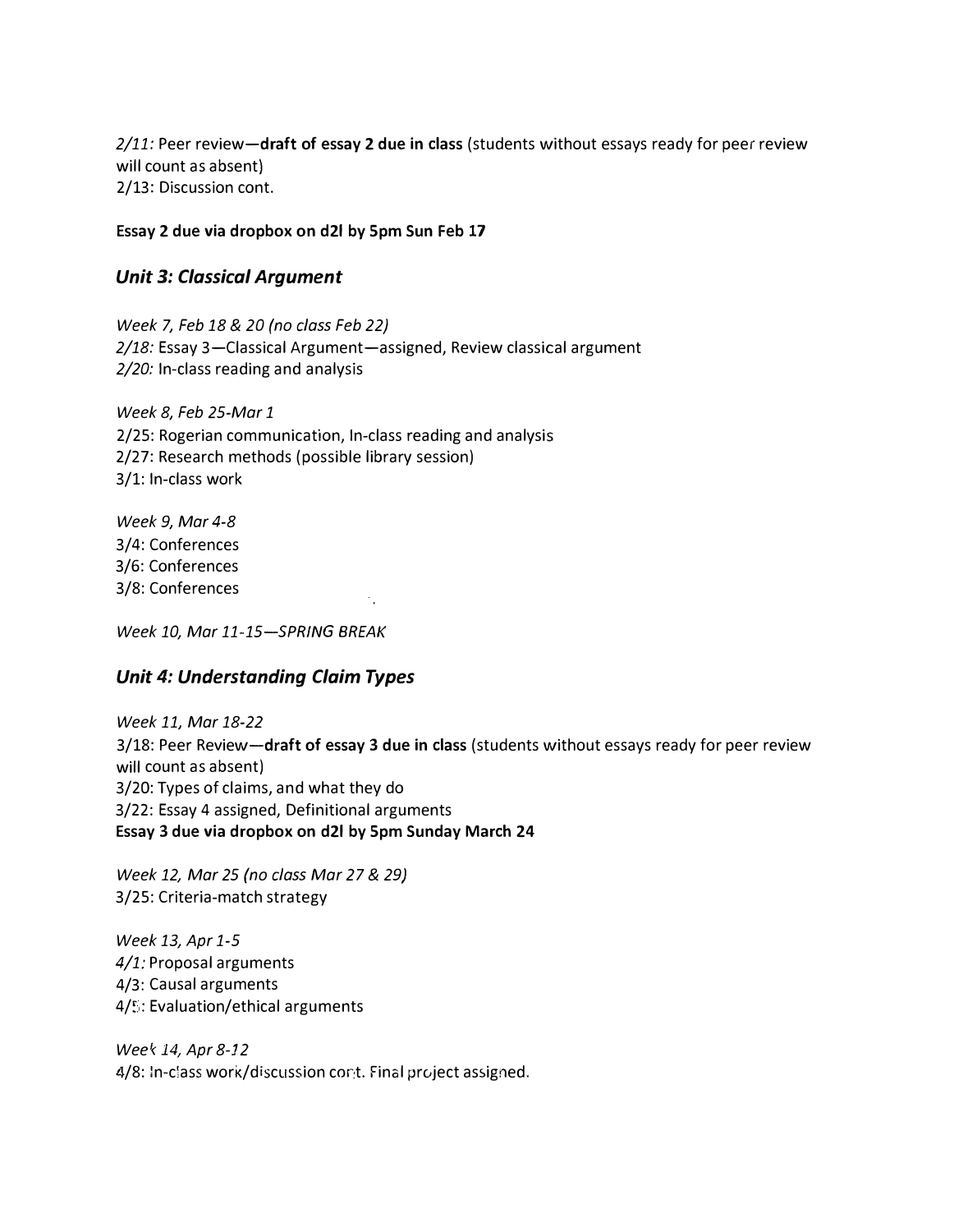*2/11:* Peer review—**draft of essay 2 due in class** (students without essays ready for peer review will count as absent)
2/13: Discussion cont.

**Essay 2 due via dropbox on d2l by 5pm Sun Feb 17**

## *Unit 3: Classical Argument*

*Week 7, Feb 18 & 20 (no class Feb 22)*
*2/18:* Essay 3—Classical Argument—assigned, Review classical argument
*2/20:* In-class reading and analysis

*Week 8, Feb 25-Mar 1*
2/25: Rogerian communication, In-class reading and analysis
2/27: Research methods (possible library session)
3/1: In-class work

*Week 9, Mar 4-8*
3/4: Conferences
3/6: Conferences
3/8: Conferences

*Week 10, Mar 11-15—SPRING BREAK*

## *Unit 4: Understanding Claim Types*

*Week 11, Mar 18-22*
3/18: Peer Review—**draft of essay 3 due in class** (students without essays ready for peer review will count as absent)
3/20: Types of claims, and what they do
3/22: Essay 4 assigned, Definitional arguments
**Essay 3 due via dropbox on d2l by 5pm Sunday March 24**

*Week 12, Mar 25 (no class Mar 27 & 29)*
3/25: Criteria-match strategy

*Week 13, Apr 1-5*
*4/1:* Proposal arguments
4/3: Causal arguments
4/5: Evaluation/ethical arguments

*Week 14, Apr 8-12*
4/8: In-class work/discussion cont. Final project assigned.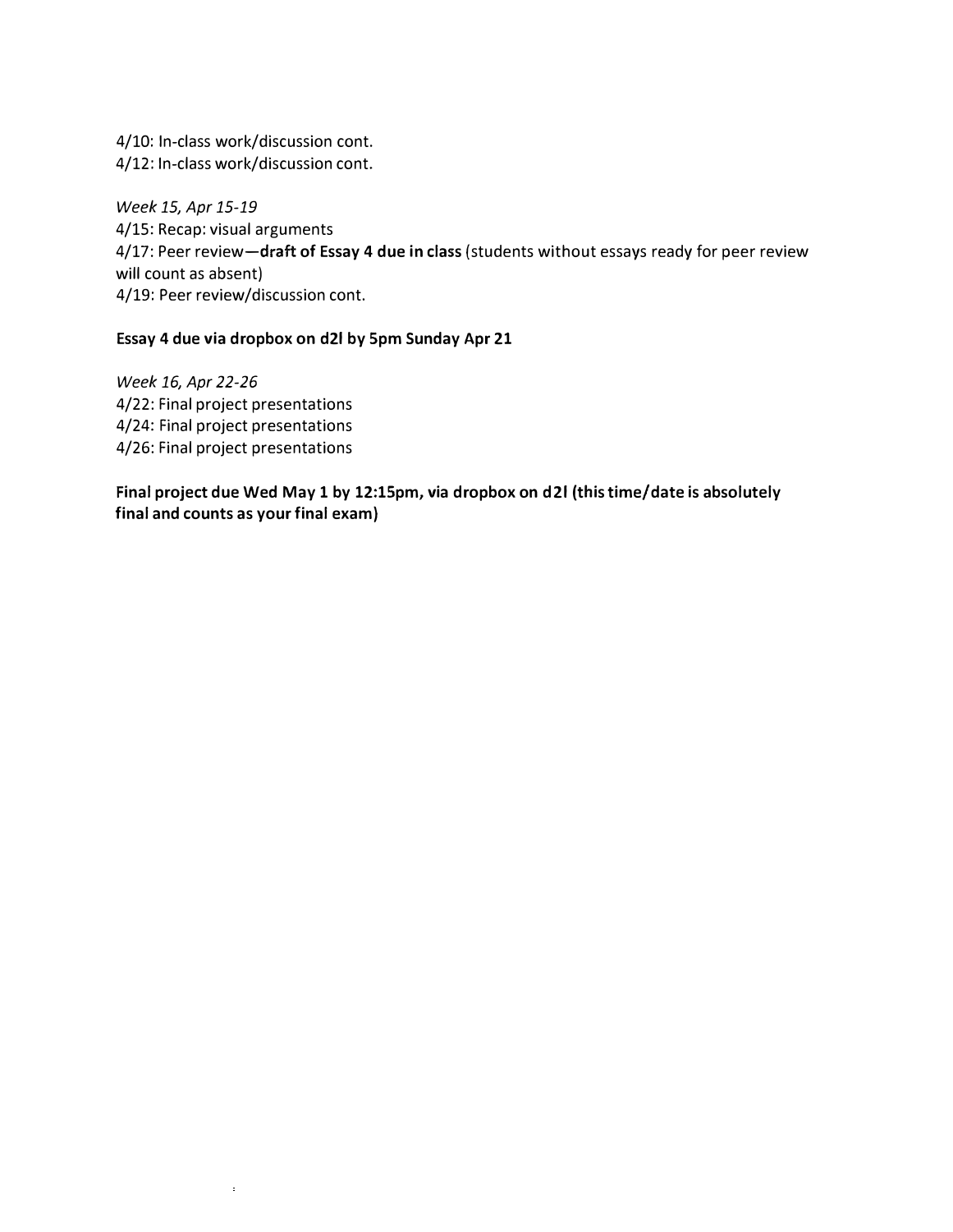4/10: In-class work/discussion cont.
4/12: In-class work/discussion cont.

*Week 15, Apr 15-19*
4/15: Recap: visual arguments
4/17: Peer review—**draft of Essay 4 due in class** (students without essays ready for peer review will count as absent)
4/19: Peer review/discussion cont.

**Essay 4 due via dropbox on d2l by 5pm Sunday Apr 21**

*Week 16, Apr 22-26*
4/22: Final project presentations
4/24: Final project presentations
4/26: Final project presentations

**Final project due Wed May 1 by 12:15pm, via dropbox on d2l (this time/date is absolutely final and counts as your final exam)**